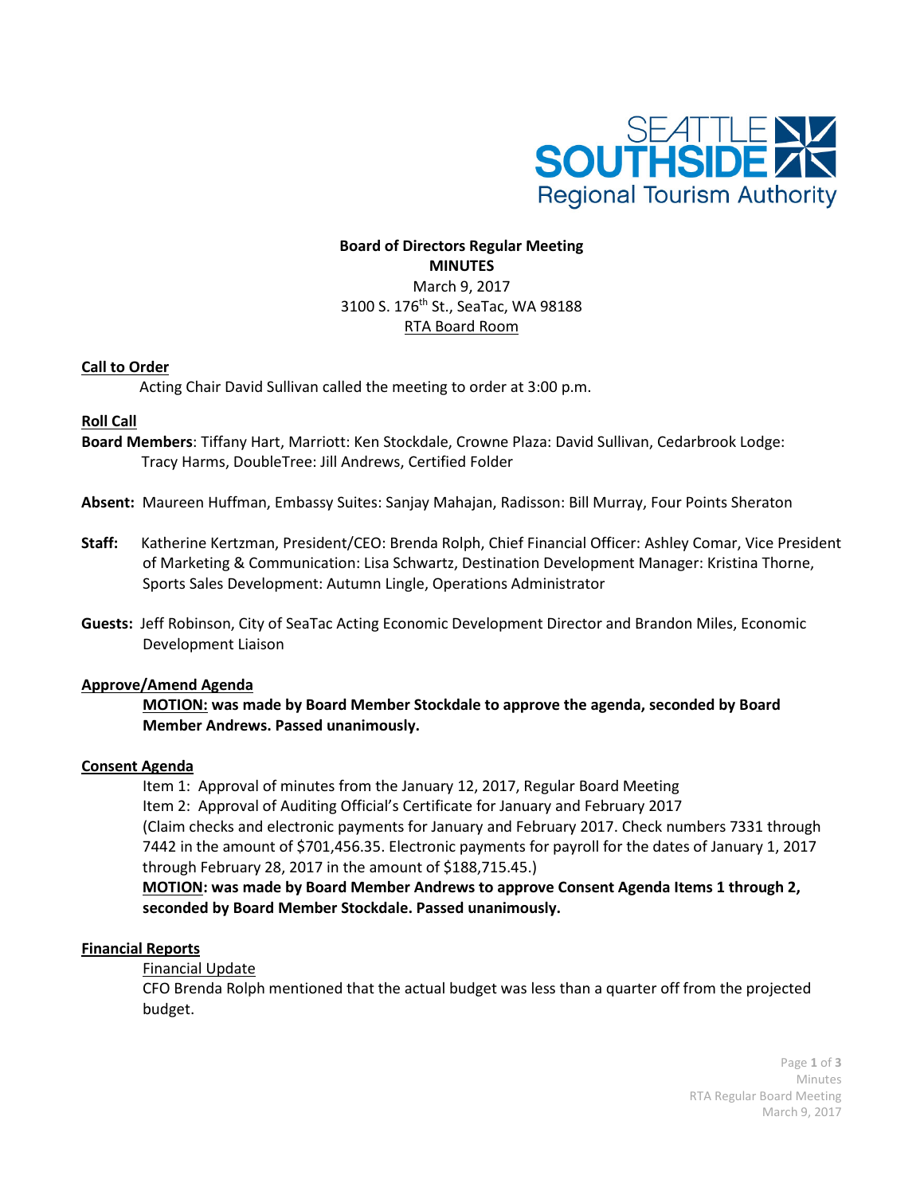Seattle Southside Regional Tourism Authority

**Board of Directors Regular Meeting**
**MINUTES**
March 9, 2017
3100 S. 176th St., SeaTac, WA 98188
RTA Board Room

## Call to Order

Acting Chair David Sullivan called the meeting to order at 3:00 p.m.

## Roll Call

**Board Members**: Tiffany Hart, Marriott: Ken Stockdale, Crowne Plaza: David Sullivan, Cedarbrook Lodge: Tracy Harms, DoubleTree: Jill Andrews, Certified Folder

**Absent:** Maureen Huffman, Embassy Suites: Sanjay Mahajan, Radisson: Bill Murray, Four Points Sheraton

**Staff:** Katherine Kertzman, President/CEO: Brenda Rolph, Chief Financial Officer: Ashley Comar, Vice President of Marketing & Communication: Lisa Schwartz, Destination Development Manager: Kristina Thorne, Sports Sales Development: Autumn Lingle, Operations Administrator

**Guests:** Jeff Robinson, City of SeaTac Acting Economic Development Director and Brandon Miles, Economic Development Liaison

## Approve/Amend Agenda

**MOTION: was made by Board Member Stockdale to approve the agenda, seconded by Board Member Andrews. Passed unanimously.**

## Consent Agenda

Item 1: Approval of minutes from the January 12, 2017, Regular Board Meeting
Item 2: Approval of Auditing Official's Certificate for January and February 2017
(Claim checks and electronic payments for January and February 2017. Check numbers 7331 through 7442 in the amount of $701,456.35. Electronic payments for payroll for the dates of January 1, 2017 through February 28, 2017 in the amount of $188,715.45.)

**MOTION: was made by Board Member Andrews to approve Consent Agenda Items 1 through 2, seconded by Board Member Stockdale. Passed unanimously.**

## Financial Reports

Financial Update

CFO Brenda Rolph mentioned that the actual budget was less than a quarter off from the projected budget.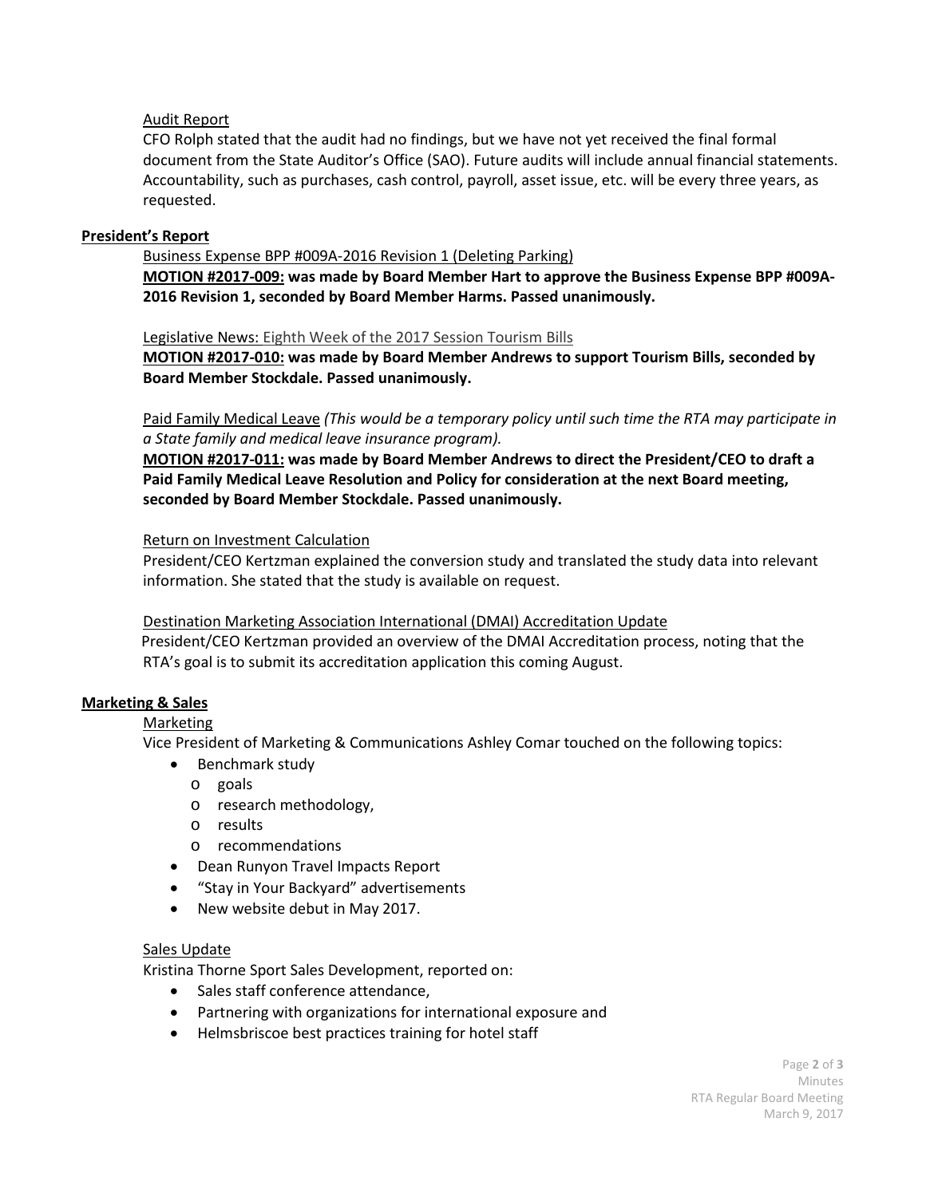Audit Report

CFO Rolph stated that the audit had no findings, but we have not yet received the final formal document from the State Auditor's Office (SAO). Future audits will include annual financial statements. Accountability, such as purchases, cash control, payroll, asset issue, etc. will be every three years, as requested.

## President's Report

Business Expense BPP #009A-2016 Revision 1 (Deleting Parking)

**MOTION #2017-009: was made by Board Member Hart to approve the Business Expense BPP #009A-2016 Revision 1, seconded by Board Member Harms. Passed unanimously.**

Legislative News: Eighth Week of the 2017 Session Tourism Bills

**MOTION #2017-010: was made by Board Member Andrews to support Tourism Bills, seconded by Board Member Stockdale. Passed unanimously.**

Paid Family Medical Leave *(This would be a temporary policy until such time the RTA may participate in a State family and medical leave insurance program).*

**MOTION #2017-011: was made by Board Member Andrews to direct the President/CEO to draft a Paid Family Medical Leave Resolution and Policy for consideration at the next Board meeting, seconded by Board Member Stockdale. Passed unanimously.**

Return on Investment Calculation

President/CEO Kertzman explained the conversion study and translated the study data into relevant information. She stated that the study is available on request.

Destination Marketing Association International (DMAI) Accreditation Update

President/CEO Kertzman provided an overview of the DMAI Accreditation process, noting that the RTA's goal is to submit its accreditation application this coming August.

## Marketing & Sales

Marketing

Vice President of Marketing & Communications Ashley Comar touched on the following topics:

- Benchmark study
  - goals
  - research methodology,
  - results
  - recommendations
- Dean Runyon Travel Impacts Report
- "Stay in Your Backyard" advertisements
- New website debut in May 2017.

Sales Update

Kristina Thorne Sport Sales Development, reported on:

- Sales staff conference attendance,
- Partnering with organizations for international exposure and
- Helmsbriscoe best practices training for hotel staff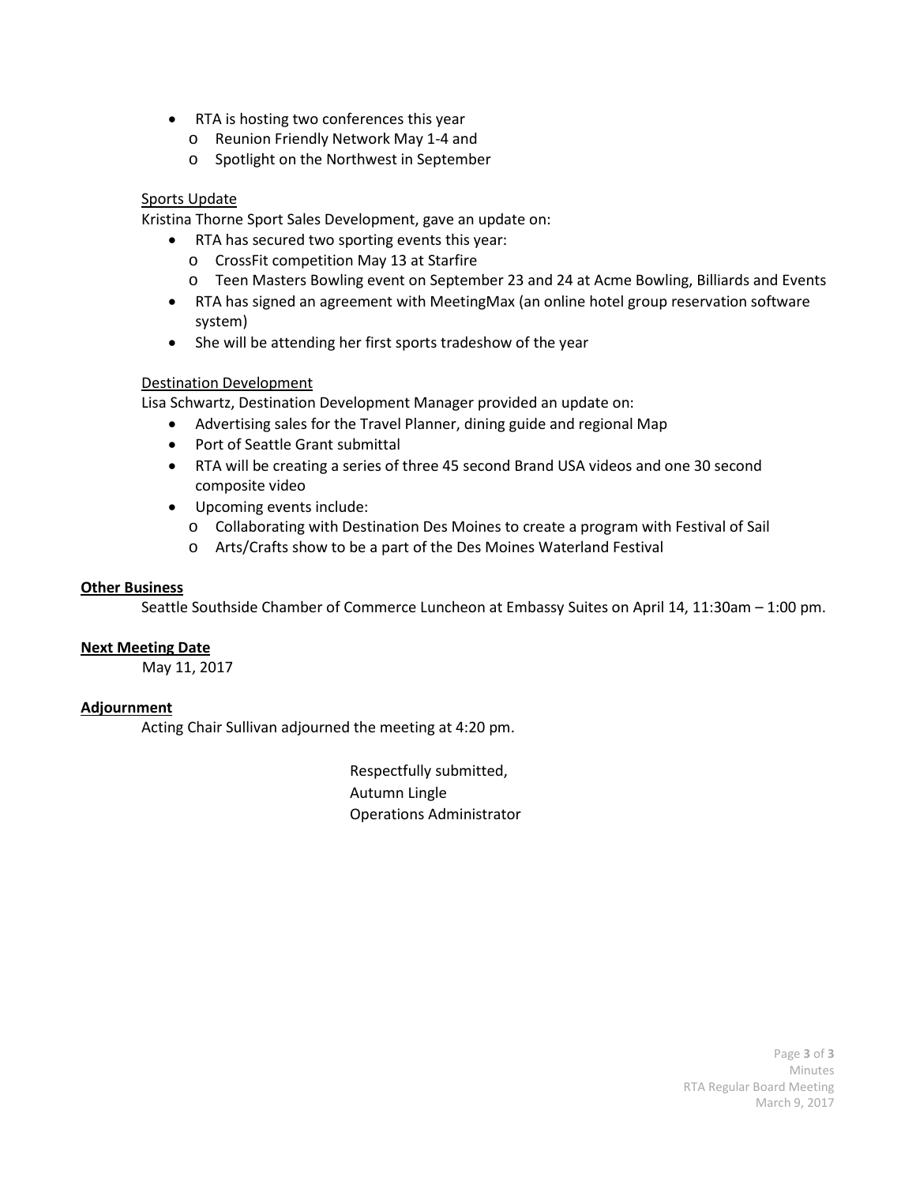- RTA is hosting two conferences this year
  - Reunion Friendly Network May 1-4 and
  - Spotlight on the Northwest in September

Sports Update

Kristina Thorne Sport Sales Development, gave an update on:

- RTA has secured two sporting events this year:
  - CrossFit competition May 13 at Starfire
  - Teen Masters Bowling event on September 23 and 24 at Acme Bowling, Billiards and Events
- RTA has signed an agreement with MeetingMax (an online hotel group reservation software system)
- She will be attending her first sports tradeshow of the year

Destination Development

Lisa Schwartz, Destination Development Manager provided an update on:

- Advertising sales for the Travel Planner, dining guide and regional Map
- Port of Seattle Grant submittal
- RTA will be creating a series of three 45 second Brand USA videos and one 30 second composite video
- Upcoming events include:
  - Collaborating with Destination Des Moines to create a program with Festival of Sail
  - Arts/Crafts show to be a part of the Des Moines Waterland Festival

**Other Business**

Seattle Southside Chamber of Commerce Luncheon at Embassy Suites on April 14, 11:30am – 1:00 pm.

**Next Meeting Date**

May 11, 2017

**Adjournment**

Acting Chair Sullivan adjourned the meeting at 4:20 pm.

Respectfully submitted,
Autumn Lingle
Operations Administrator